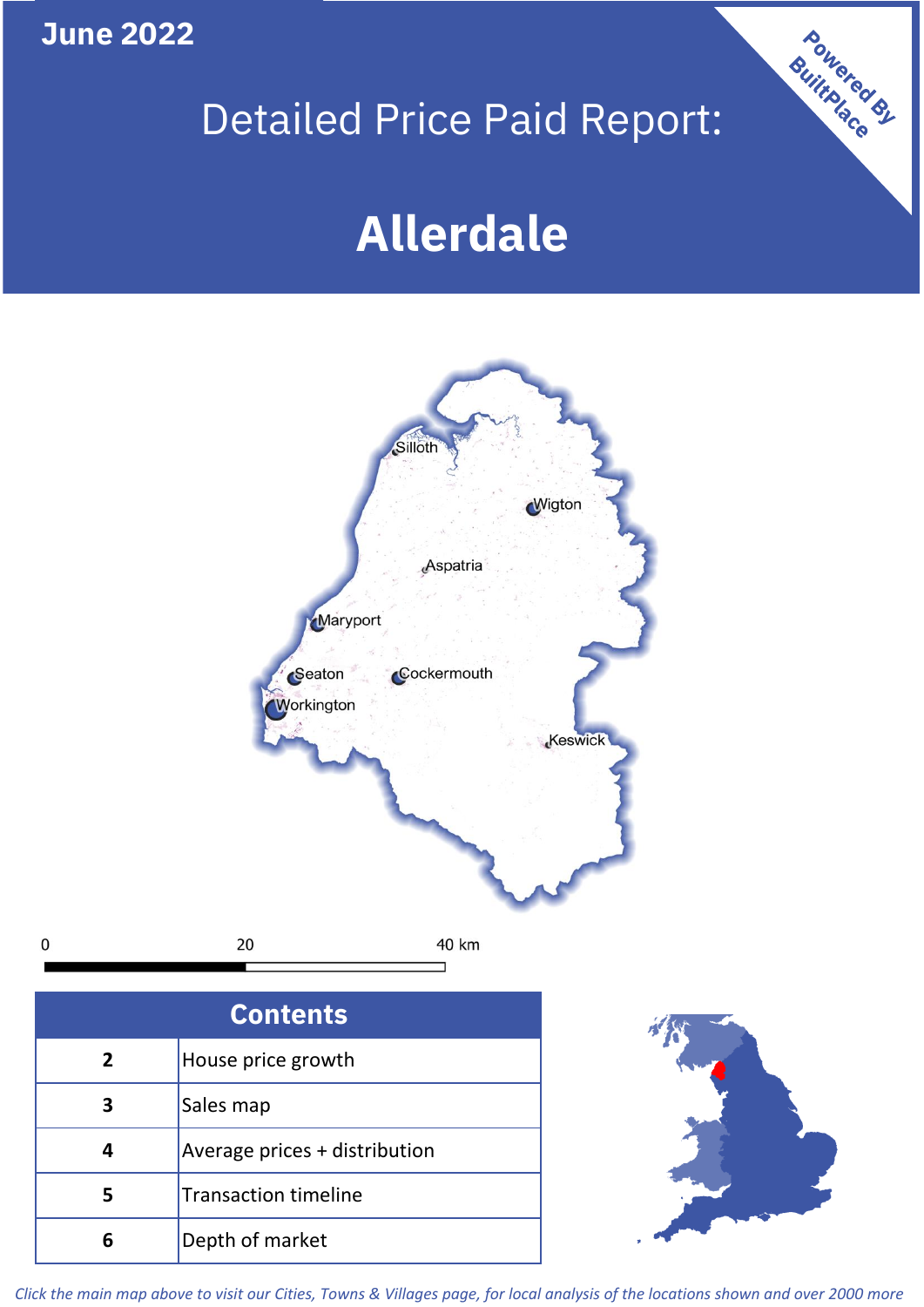June 2022

# Detailed Price Paid Report:

# Allerdale

Powered By BuiltPlace

Silloth
Wigton
Aspatria
Maryport
Seaton
Cockermouth
Workington
Keswick

0 20 40 km

| Contents | |
|---|---|
| 2 | House price growth |
| 3 | Sales map |
| 4 | Average prices + distribution |
| 5 | Transaction timeline |
| 6 | Depth of market |

*Click the main map above to visit our Cities, Towns & Villages page, for local analysis of the locations shown and over 2000 more*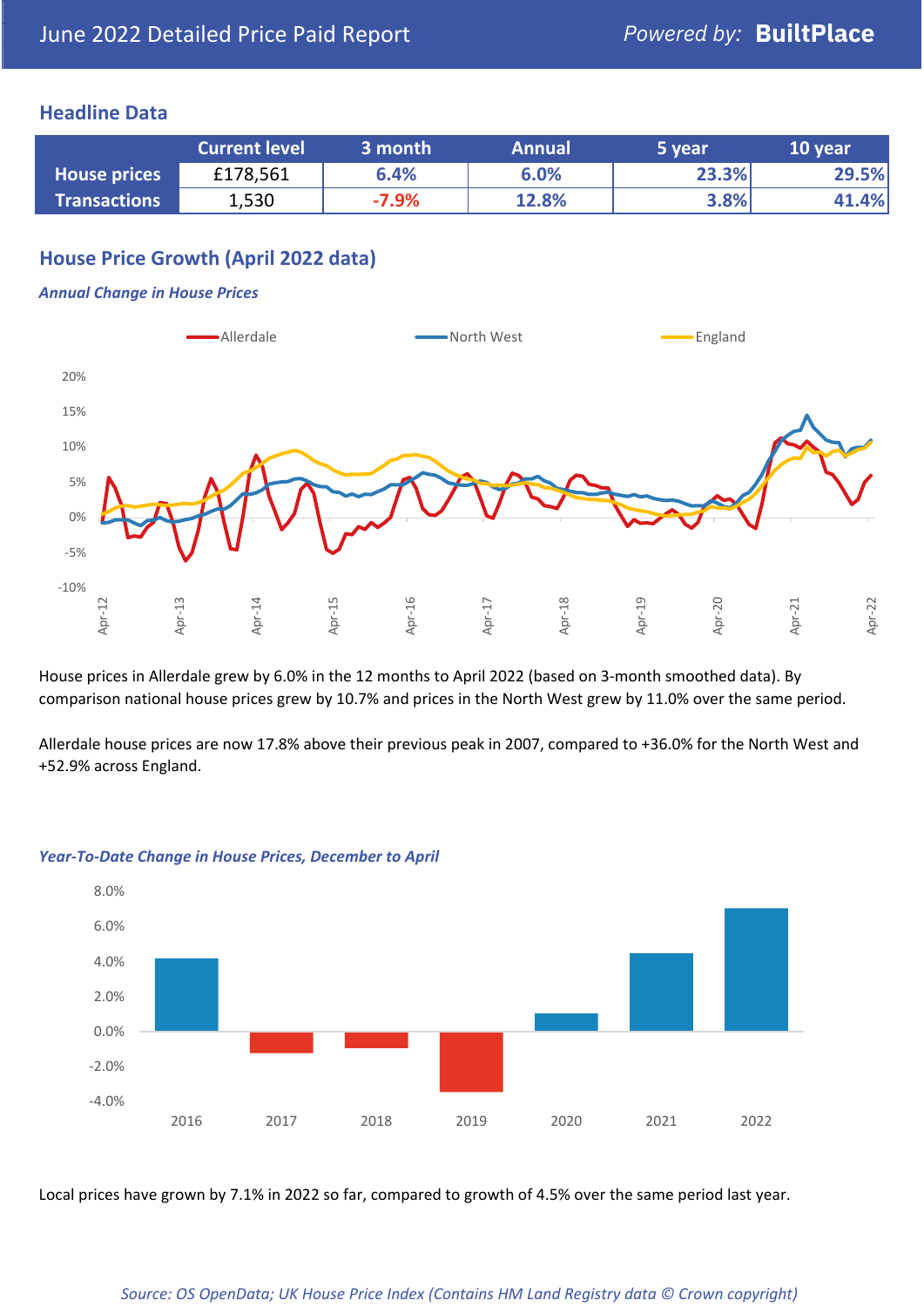June 2022 Detailed Price Paid Report

Powered by: **BuiltPlace**

## Headline Data

| | Current level | 3 month | Annual | 5 year | 10 year |
|---|---|---|---|---|---|
| **House prices** | £178,561 | 6.4% | 6.0% | 23.3% | 29.5% |
| **Transactions** | 1,530 | -7.9% | 12.8% | 3.8% | 41.4% |

## House Price Growth (April 2022 data)

### *Annual Change in House Prices*

House prices in Allerdale grew by 6.0% in the 12 months to April 2022 (based on 3-month smoothed data). By comparison national house prices grew by 10.7% and prices in the North West grew by 11.0% over the same period.

Allerdale house prices are now 17.8% above their previous peak in 2007, compared to +36.0% for the North West and +52.9% across England.

### *Year-To-Date Change in House Prices, December to April*

Local prices have grown by 7.1% in 2022 so far, compared to growth of 4.5% over the same period last year.

*Source: OS OpenData; UK House Price Index (Contains HM Land Registry data © Crown copyright)*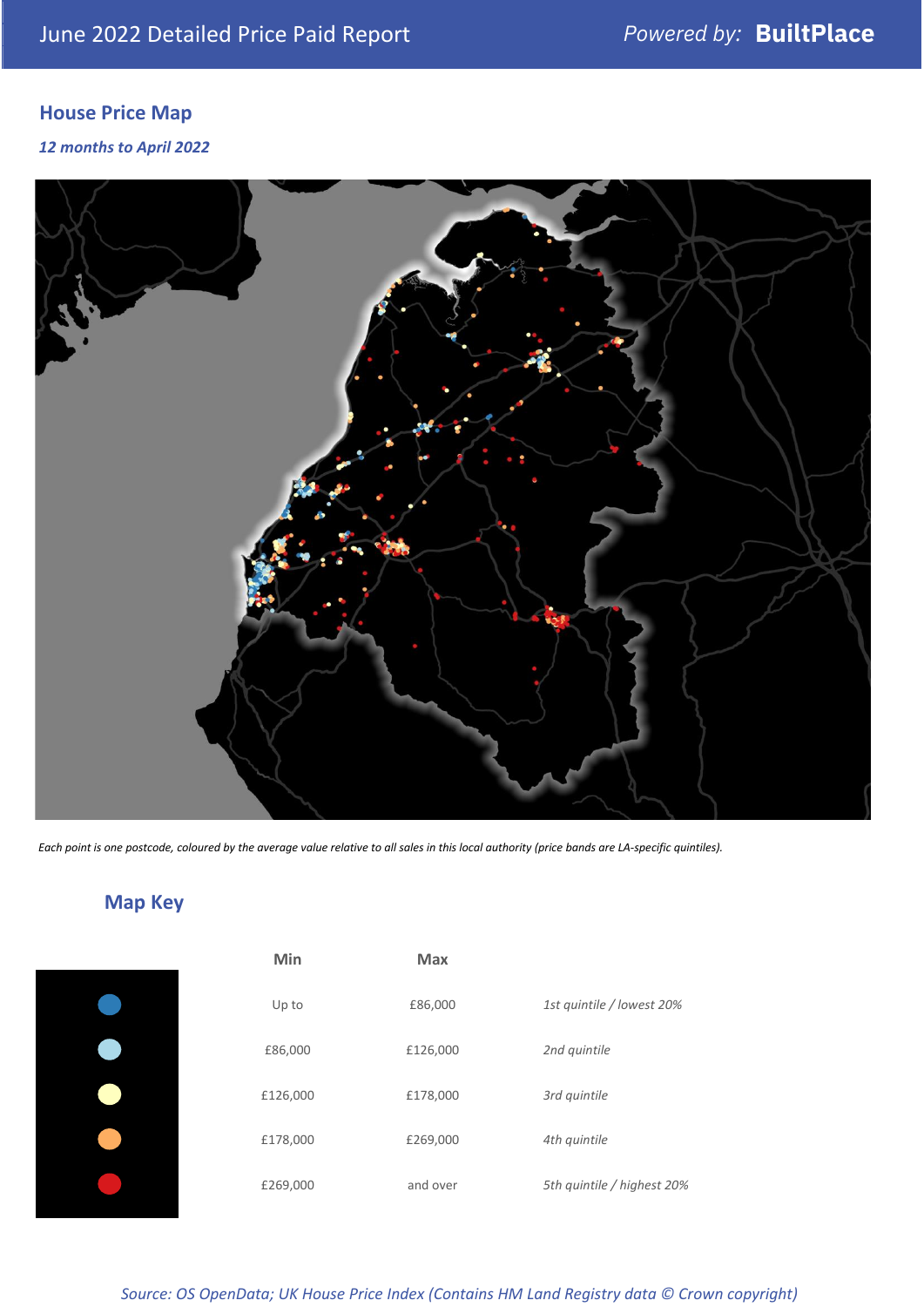## House Price Map

*12 months to April 2022*

*Each point is one postcode, coloured by the average value relative to all sales in this local authority (price bands are LA-specific quintiles).*

## Map Key

| | Min | Max | |
|---|---|---|---|
| | Up to | £86,000 | *1st quintile / lowest 20%* |
| | £86,000 | £126,000 | *2nd quintile* |
| | £126,000 | £178,000 | *3rd quintile* |
| | £178,000 | £269,000 | *4th quintile* |
| | £269,000 | and over | *5th quintile / highest 20%* |

*Source: OS OpenData; UK House Price Index (Contains HM Land Registry data © Crown copyright)*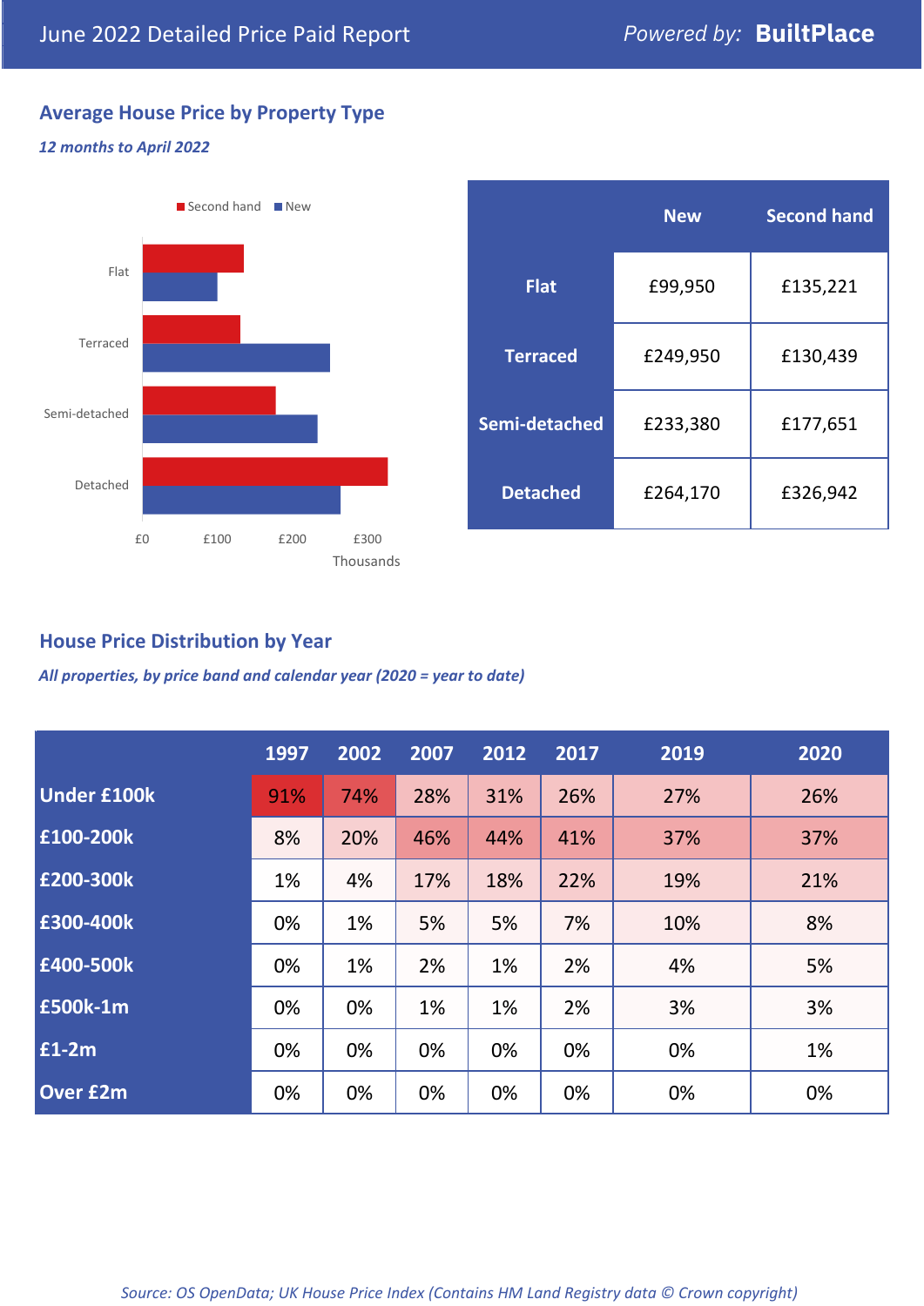June 2022 Detailed Price Paid Report

Powered by: **BuiltPlace**

## Average House Price by Property Type

*12 months to April 2022*

| | New | Second hand |
|---|---|---|
| **Flat** | £99,950 | £135,221 |
| **Terraced** | £249,950 | £130,439 |
| **Semi-detached** | £233,380 | £177,651 |
| **Detached** | £264,170 | £326,942 |

## House Price Distribution by Year

*All properties, by price band and calendar year (2020 = year to date)*

| | 1997 | 2002 | 2007 | 2012 | 2017 | 2019 | 2020 |
|---|---|---|---|---|---|---|---|
| **Under £100k** | 91% | 74% | 28% | 31% | 26% | 27% | 26% |
| **£100-200k** | 8% | 20% | 46% | 44% | 41% | 37% | 37% |
| **£200-300k** | 1% | 4% | 17% | 18% | 22% | 19% | 21% |
| **£300-400k** | 0% | 1% | 5% | 5% | 7% | 10% | 8% |
| **£400-500k** | 0% | 1% | 2% | 1% | 2% | 4% | 5% |
| **£500k-1m** | 0% | 0% | 1% | 1% | 2% | 3% | 3% |
| **£1-2m** | 0% | 0% | 0% | 0% | 0% | 0% | 1% |
| **Over £2m** | 0% | 0% | 0% | 0% | 0% | 0% | 0% |

*Source: OS OpenData; UK House Price Index (Contains HM Land Registry data © Crown copyright)*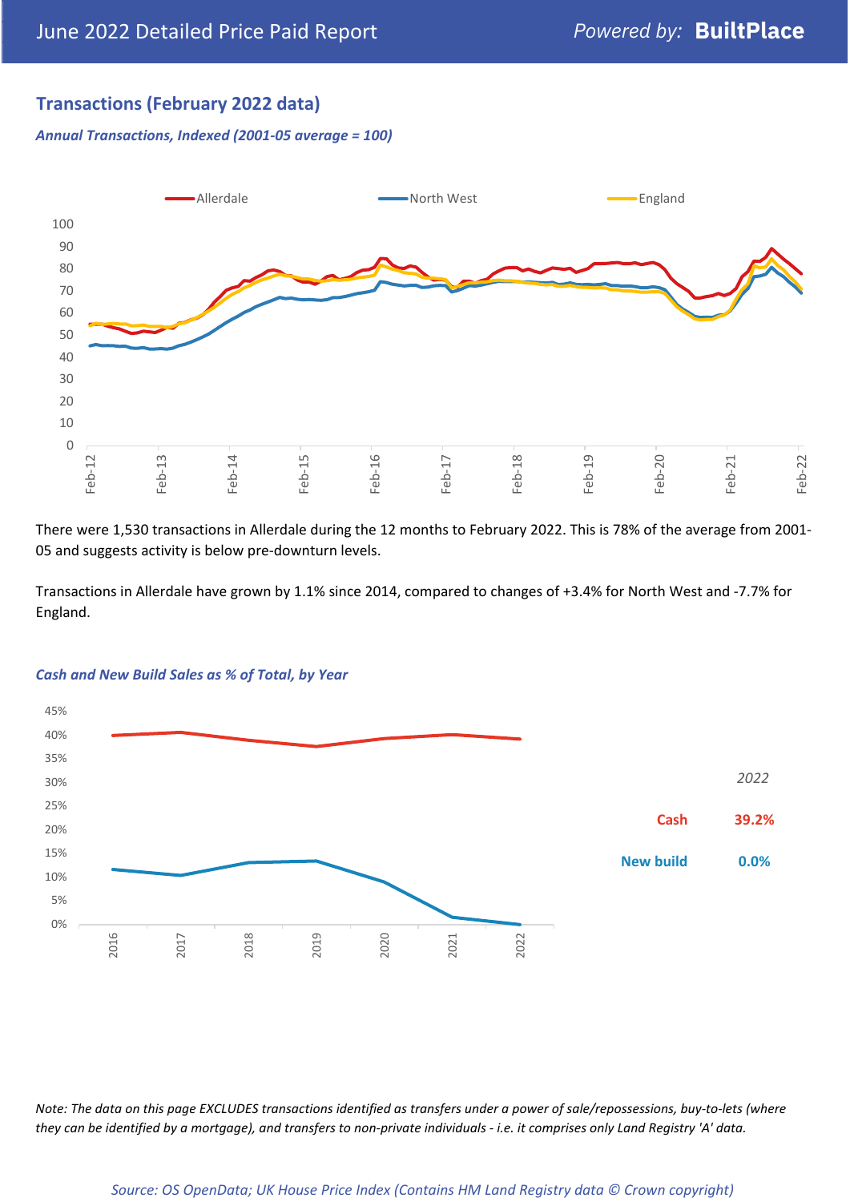## Transactions (February 2022 data)

### *Annual Transactions, Indexed (2001-05 average = 100)*

There were 1,530 transactions in Allerdale during the 12 months to February 2022. This is 78% of the average from 2001-05 and suggests activity is below pre-downturn levels.

Transactions in Allerdale have grown by 1.1% since 2014, compared to changes of +3.4% for North West and -7.7% for England.

### *Cash and New Build Sales as % of Total, by Year*

| | 2022 |
|---|---|
| Cash | 39.2% |
| New build | 0.0% |

*Note: The data on this page EXCLUDES transactions identified as transfers under a power of sale/repossessions, buy-to-lets (where they can be identified by a mortgage), and transfers to non-private individuals - i.e. it comprises only Land Registry 'A' data.*

*Source: OS OpenData; UK House Price Index (Contains HM Land Registry data © Crown copyright)*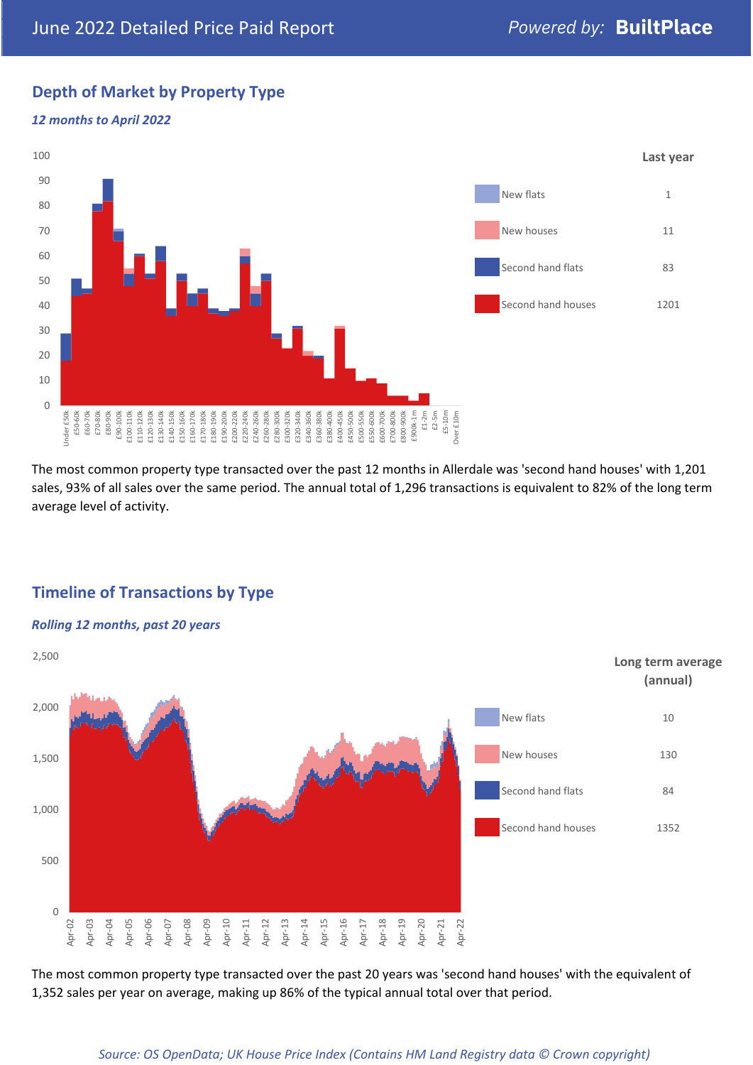June 2022 Detailed Price Paid Report

Powered by: **BuiltPlace**

## Depth of Market by Property Type

*12 months to April 2022*

100
90
80
70
60
50
40
30
20
10
0

Under £50k, £50-60k, £60-70k, £70-80k, £80-90k, £90-100k, £100-110k, £110-120k, £120-130k, £130-140k, £140-150k, £150-160k, £160-170k, £170-180k, £180-190k, £190-200k, £200-220k, £220-240k, £240-260k, £260-280k, £280-300k, £300-320k, £320-340k, £340-360k, £360-380k, £380-400k, £400-450k, £450-500k, £500-550k, £550-600k, £600-700k, £700-800k, £800-900k, £900k-1m, £1-2m, £2-5m, £5-10m, Over £10m

Last year

New flats 1

New houses 11

Second hand flats 83

Second hand houses 1201

The most common property type transacted over the past 12 months in Allerdale was 'second hand houses' with 1,201 sales, 93% of all sales over the same period. The annual total of 1,296 transactions is equivalent to 82% of the long term average level of activity.

## Timeline of Transactions by Type

*Rolling 12 months, past 20 years*

2,500
2,000
1,500
1,000
500
0

Apr-02, Apr-03, Apr-04, Apr-05, Apr-06, Apr-07, Apr-08, Apr-09, Apr-10, Apr-11, Apr-12, Apr-13, Apr-14, Apr-15, Apr-16, Apr-17, Apr-18, Apr-19, Apr-20, Apr-21, Apr-22

Long term average (annual)

New flats 10

New houses 130

Second hand flats 84

Second hand houses 1352

The most common property type transacted over the past 20 years was 'second hand houses' with the equivalent of 1,352 sales per year on average, making up 86% of the typical annual total over that period.

*Source: OS OpenData; UK House Price Index (Contains HM Land Registry data © Crown copyright)*